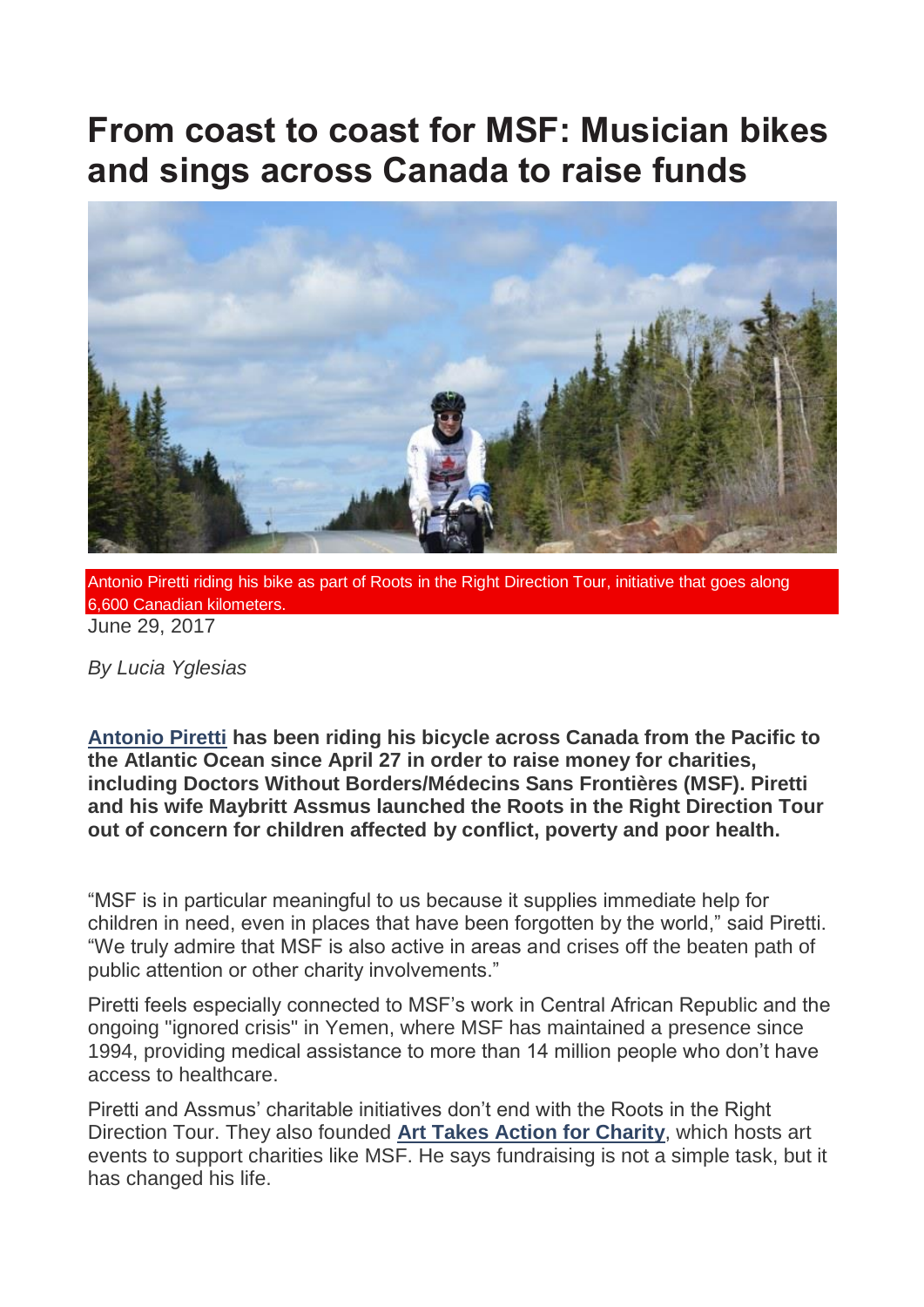# From coast to coast for MSF: Musician bikes and sings across Canada to raise funds

Antonio Piretti riding his bike as part of Roots in the Right Direction Tour, initiative that goes along 6,600 Canadian kilometers.

June 29, 2017

*By Lucia Yglesias*

**[Antonio Piretti](#) has been riding his bicycle across Canada from the Pacific to the Atlantic Ocean since April 27 in order to raise money for charities, including Doctors Without Borders/Médecins Sans Frontières (MSF). Piretti and his wife Maybritt Assmus launched the Roots in the Right Direction Tour out of concern for children affected by conflict, poverty and poor health.**

"MSF is in particular meaningful to us because it supplies immediate help for children in need, even in places that have been forgotten by the world," said Piretti. "We truly admire that MSF is also active in areas and crises off the beaten path of public attention or other charity involvements."

Piretti feels especially connected to MSF's work in Central African Republic and the ongoing "ignored crisis" in Yemen, where MSF has maintained a presence since 1994, providing medical assistance to more than 14 million people who don't have access to healthcare.

Piretti and Assmus' charitable initiatives don't end with the Roots in the Right Direction Tour. They also founded **Art Takes Action for Charity**, which hosts art events to support charities like MSF. He says fundraising is not a simple task, but it has changed his life.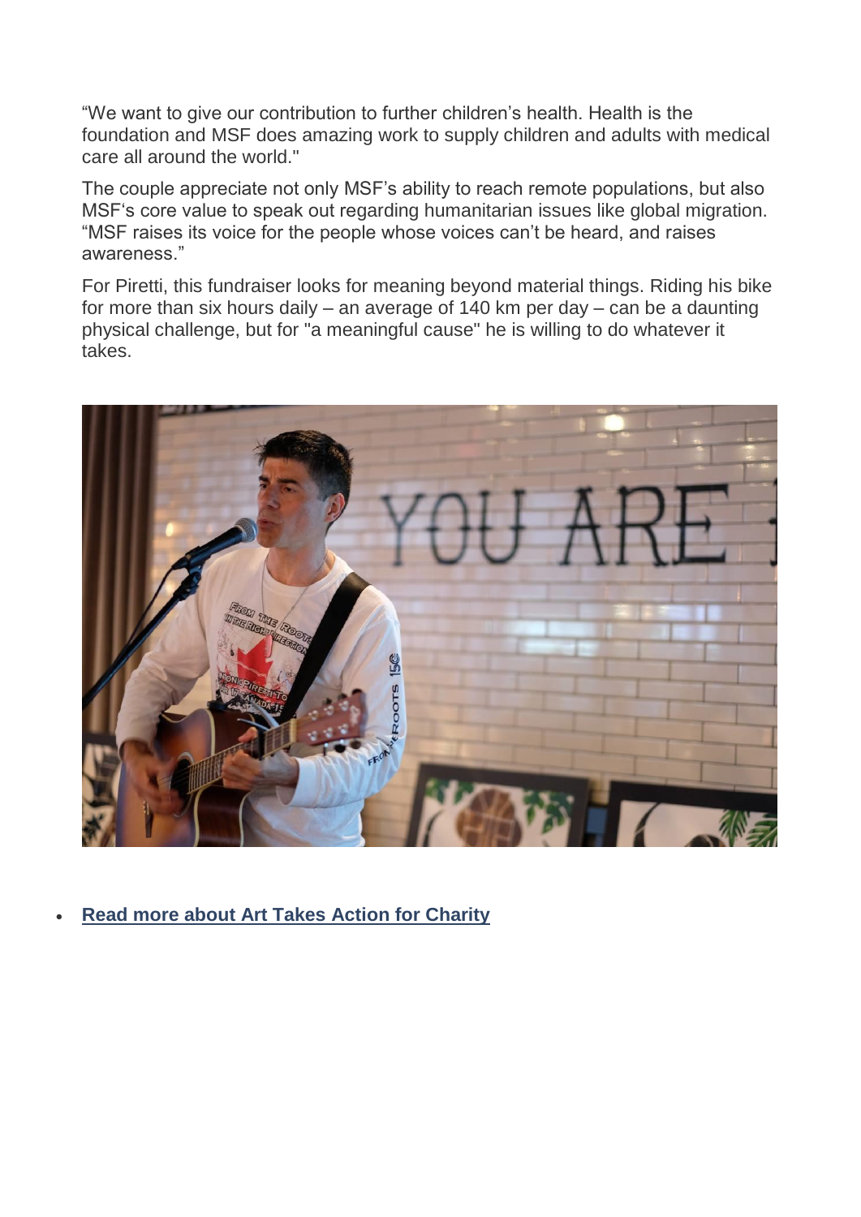"We want to give our contribution to further children's health. Health is the foundation and MSF does amazing work to supply children and adults with medical care all around the world."

The couple appreciate not only MSF's ability to reach remote populations, but also MSF's core value to speak out regarding humanitarian issues like global migration. "MSF raises its voice for the people whose voices can't be heard, and raises awareness."

For Piretti, this fundraiser looks for meaning beyond material things. Riding his bike for more than six hours daily – an average of 140 km per day – can be a daunting physical challenge, but for "a meaningful cause" he is willing to do whatever it takes.

- **Read more about Art Takes Action for Charity**